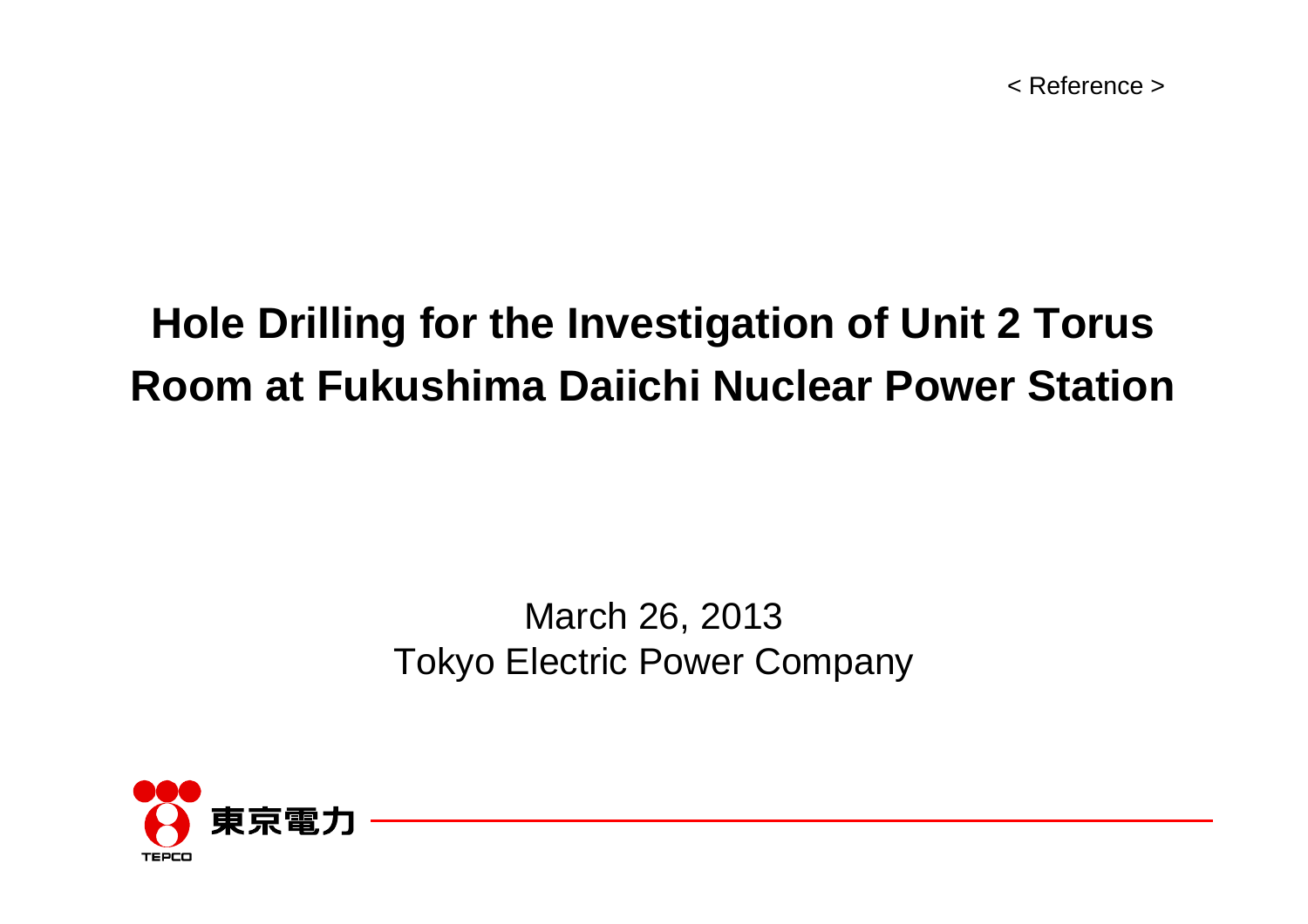< Reference >

# Hole Drilling for the Investigation of Unit 2 Torus Room at Fukushima Daiichi Nuclear Power Station

March 26, 2013
Tokyo Electric Power Company

東京電力
TEPCO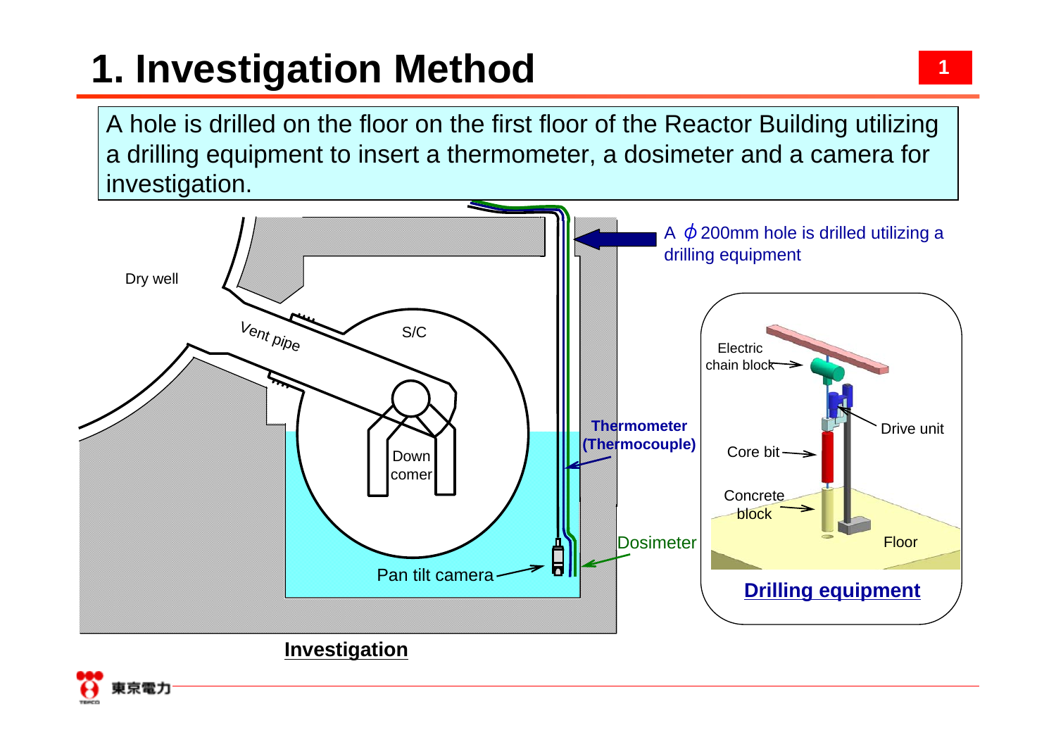# 1. Investigation Method

A hole is drilled on the floor on the first floor of the Reactor Building utilizing a drilling equipment to insert a thermometer, a dosimeter and a camera for investigation.

A ϕ200mm hole is drilled utilizing a drilling equipment

Dry well

Vent pipe

S/C

Down comer

**Thermometer (Thermocouple)**

Dosimeter

Pan tilt camera

**Investigation**

Electric chain block

Drive unit

Core bit

Concrete block

Floor

**Drilling equipment**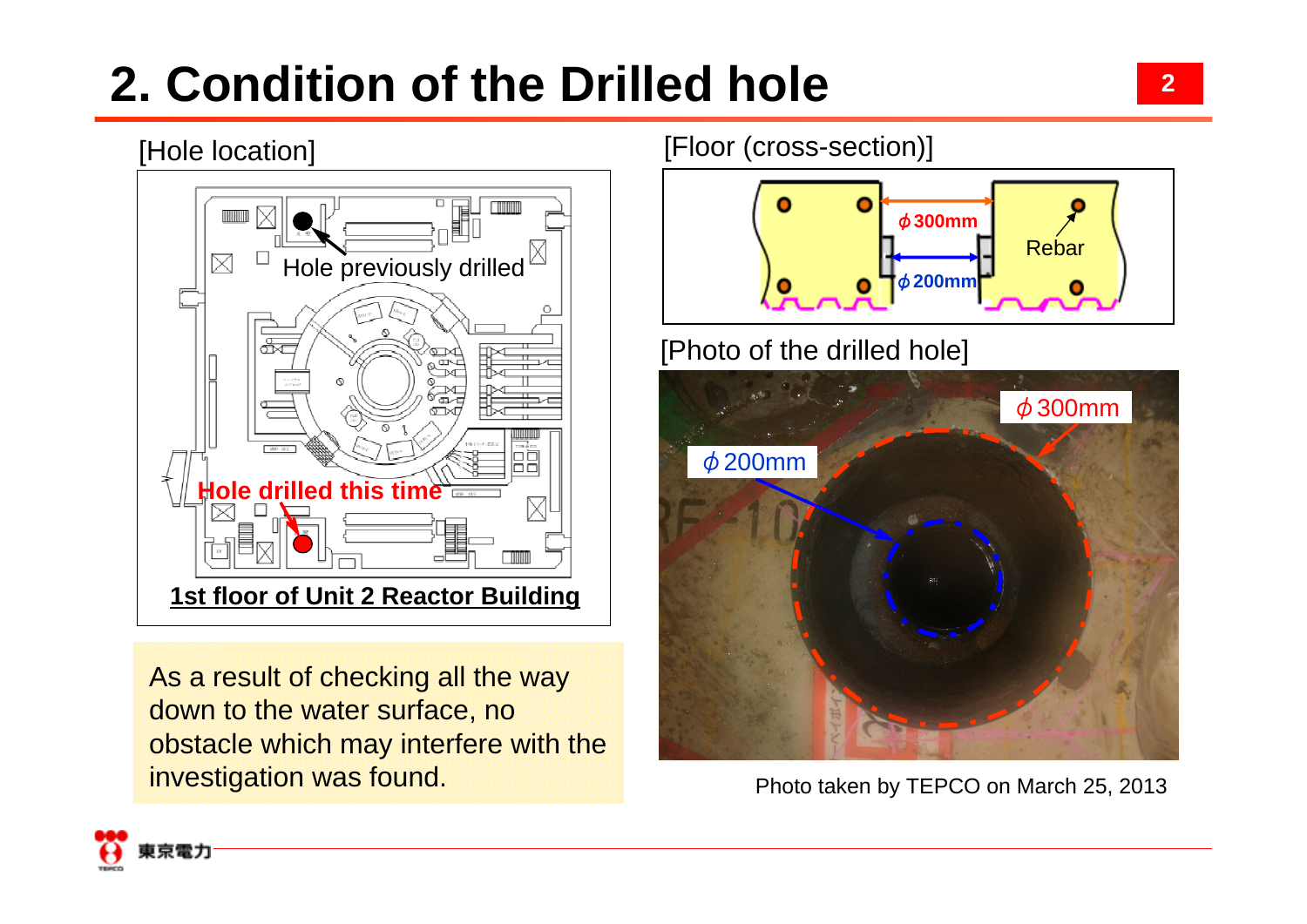# 2. Condition of the Drilled hole

[Hole location]

Hole previously drilled

Hole drilled this time

**1st floor of Unit 2 Reactor Building**

As a result of checking all the way down to the water surface, no obstacle which may interfere with the investigation was found.

[Floor (cross-section)]

ϕ300mm

ϕ200mm

Rebar

[Photo of the drilled hole]

ϕ300mm

ϕ200mm

Photo taken by TEPCO on March 25, 2013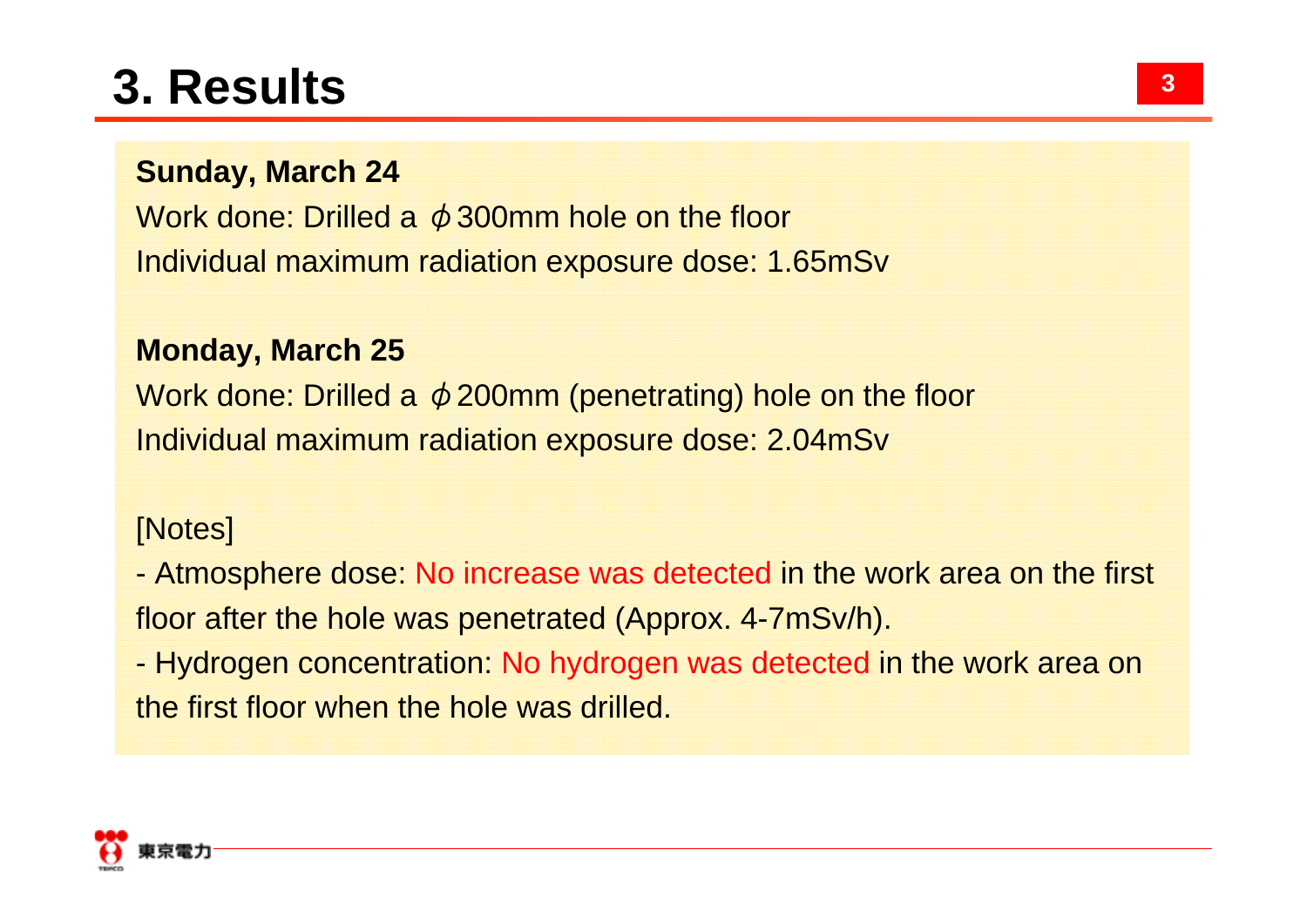# 3. Results

**Sunday, March 24**

Work done: Drilled a $\phi$300mm hole on the floor

Individual maximum radiation exposure dose: 1.65mSv

**Monday, March 25**

Work done: Drilled a $\phi$200mm (penetrating) hole on the floor

Individual maximum radiation exposure dose: 2.04mSv

[Notes]

- Atmosphere dose: No increase was detected in the work area on the first floor after the hole was penetrated (Approx. 4-7mSv/h).
- Hydrogen concentration: No hydrogen was detected in the work area on the first floor when the hole was drilled.